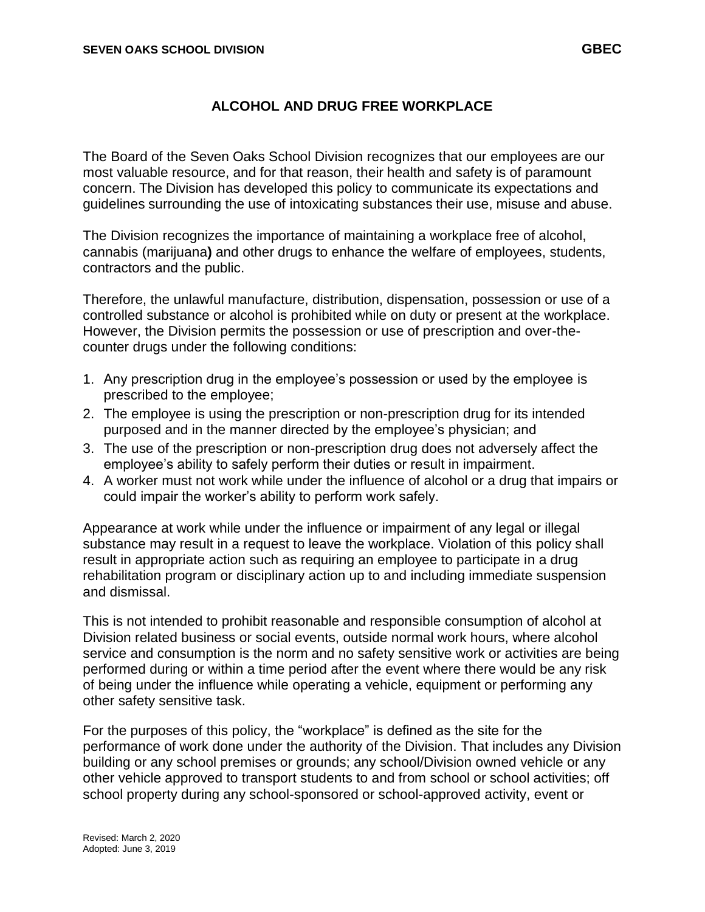# ALCOHOL AND DRUG FREE WORKPLACE

The Board of the Seven Oaks School Division recognizes that our employees are our most valuable resource, and for that reason, their health and safety is of paramount concern. The Division has developed this policy to communicate its expectations and guidelines surrounding the use of intoxicating substances their use, misuse and abuse.

The Division recognizes the importance of maintaining a workplace free of alcohol, cannabis (marijuana**)** and other drugs to enhance the welfare of employees, students, contractors and the public.

Therefore, the unlawful manufacture, distribution, dispensation, possession or use of a controlled substance or alcohol is prohibited while on duty or present at the workplace. However, the Division permits the possession or use of prescription and over-the-counter drugs under the following conditions:

1. Any prescription drug in the employee's possession or used by the employee is prescribed to the employee;
2. The employee is using the prescription or non-prescription drug for its intended purposed and in the manner directed by the employee's physician; and
3. The use of the prescription or non-prescription drug does not adversely affect the employee's ability to safely perform their duties or result in impairment.
4. A worker must not work while under the influence of alcohol or a drug that impairs or could impair the worker's ability to perform work safely.

Appearance at work while under the influence or impairment of any legal or illegal substance may result in a request to leave the workplace. Violation of this policy shall result in appropriate action such as requiring an employee to participate in a drug rehabilitation program or disciplinary action up to and including immediate suspension and dismissal.

This is not intended to prohibit reasonable and responsible consumption of alcohol at Division related business or social events, outside normal work hours, where alcohol service and consumption is the norm and no safety sensitive work or activities are being performed during or within a time period after the event where there would be any risk of being under the influence while operating a vehicle, equipment or performing any other safety sensitive task.

For the purposes of this policy, the "workplace" is defined as the site for the performance of work done under the authority of the Division. That includes any Division building or any school premises or grounds; any school/Division owned vehicle or any other vehicle approved to transport students to and from school or school activities; off school property during any school-sponsored or school-approved activity, event or

Revised: March 2, 2020
Adopted: June 3, 2019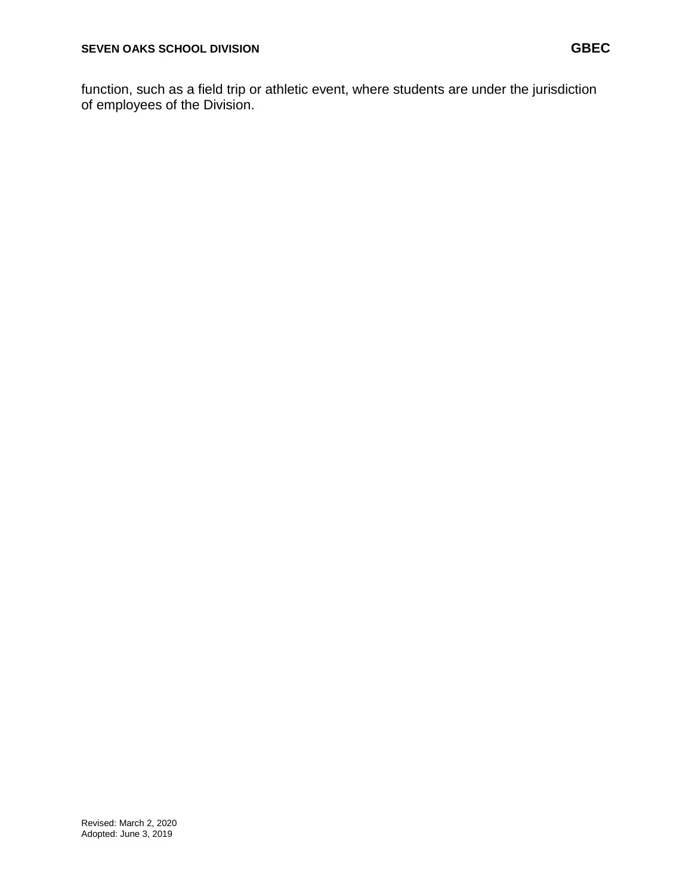function, such as a field trip or athletic event, where students are under the jurisdiction of employees of the Division.

Revised: March 2, 2020
Adopted: June 3, 2019